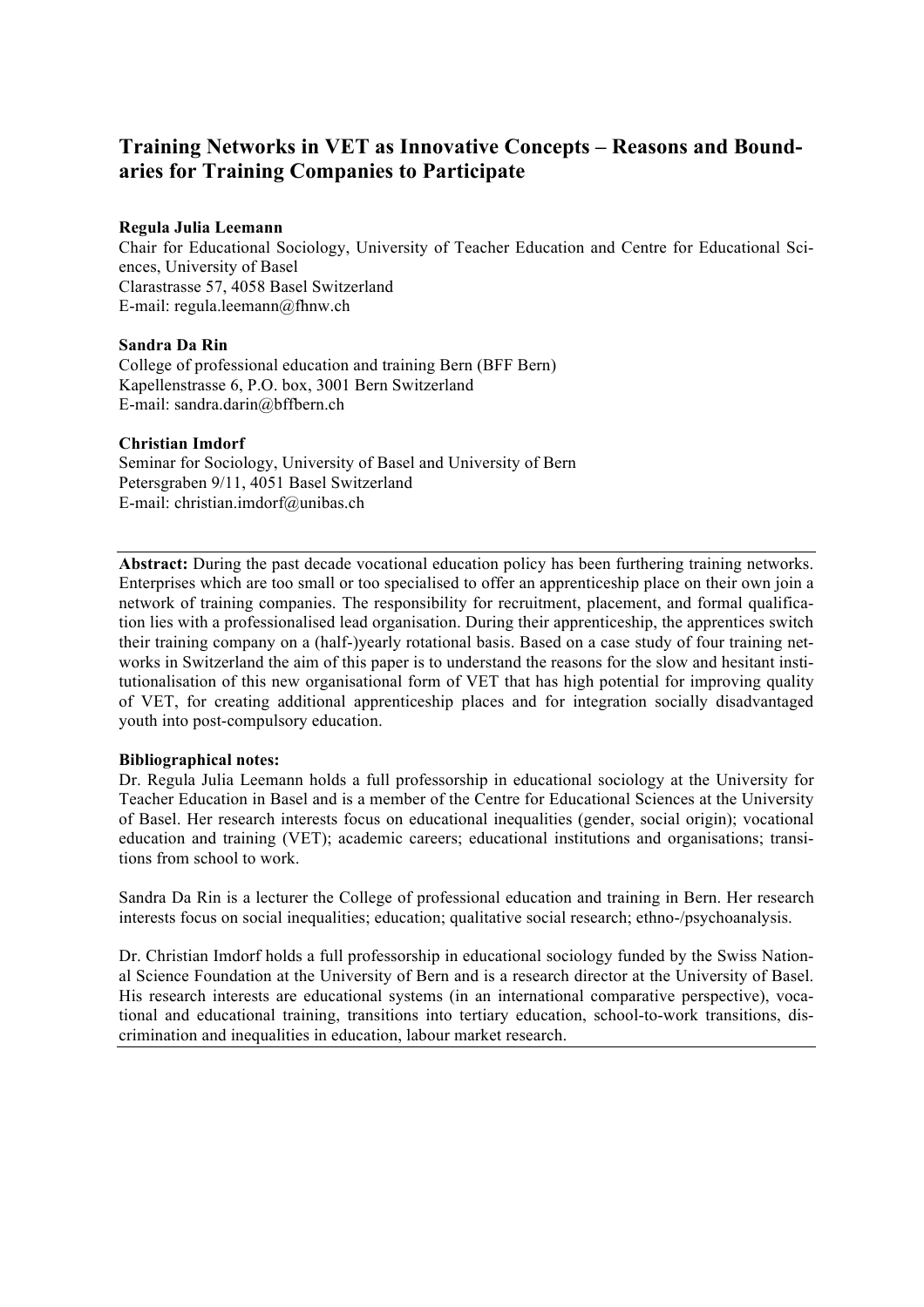# Training Networks in VET as Innovative Concepts – Reasons and Boundaries for Training Companies to Participate

**Regula Julia Leemann**
Chair for Educational Sociology, University of Teacher Education and Centre for Educational Sciences, University of Basel
Clarastrasse 57, 4058 Basel Switzerland
E-mail: regula.leemann@fhnw.ch

**Sandra Da Rin**
College of professional education and training Bern (BFF Bern)
Kapellenstrasse 6, P.O. box, 3001 Bern Switzerland
E-mail: sandra.darin@bffbern.ch

**Christian Imdorf**
Seminar for Sociology, University of Basel and University of Bern
Petersgraben 9/11, 4051 Basel Switzerland
E-mail: christian.imdorf@unibas.ch

---

**Abstract:** During the past decade vocational education policy has been furthering training networks. Enterprises which are too small or too specialised to offer an apprenticeship place on their own join a network of training companies. The responsibility for recruitment, placement, and formal qualification lies with a professionalised lead organisation. During their apprenticeship, the apprentices switch their training company on a (half-)yearly rotational basis. Based on a case study of four training networks in Switzerland the aim of this paper is to understand the reasons for the slow and hesitant institutionalisation of this new organisational form of VET that has high potential for improving quality of VET, for creating additional apprenticeship places and for integration socially disadvantaged youth into post-compulsory education.

**Bibliographical notes:**
Dr. Regula Julia Leemann holds a full professorship in educational sociology at the University for Teacher Education in Basel and is a member of the Centre for Educational Sciences at the University of Basel. Her research interests focus on educational inequalities (gender, social origin); vocational education and training (VET); academic careers; educational institutions and organisations; transitions from school to work.

Sandra Da Rin is a lecturer the College of professional education and training in Bern. Her research interests focus on social inequalities; education; qualitative social research; ethno-/psychoanalysis.

Dr. Christian Imdorf holds a full professorship in educational sociology funded by the Swiss National Science Foundation at the University of Bern and is a research director at the University of Basel. His research interests are educational systems (in an international comparative perspective), vocational and educational training, transitions into tertiary education, school-to-work transitions, discrimination and inequalities in education, labour market research.

---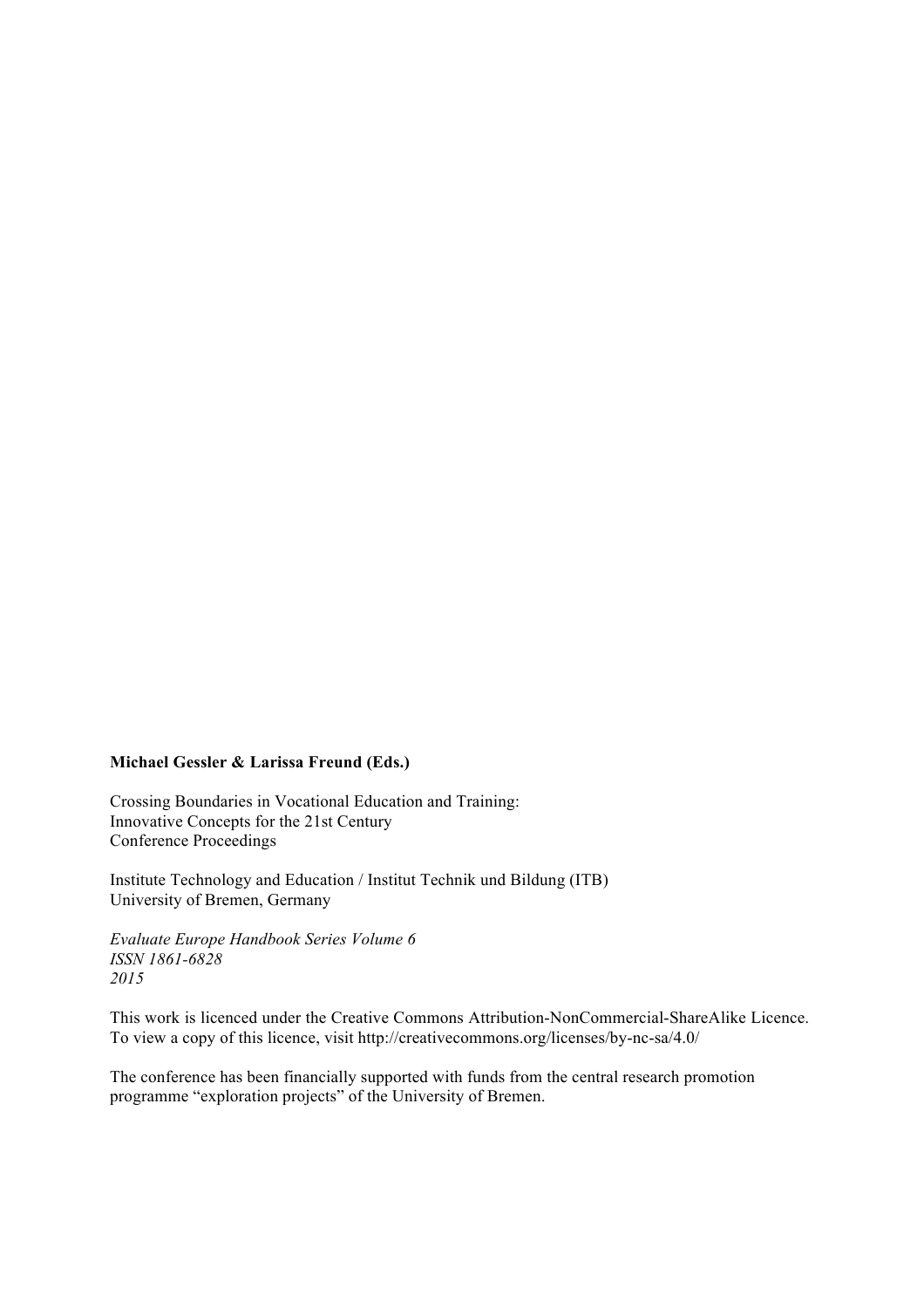**Michael Gessler & Larissa Freund (Eds.)**

Crossing Boundaries in Vocational Education and Training:
Innovative Concepts for the 21st Century
Conference Proceedings

Institute Technology and Education / Institut Technik und Bildung (ITB)
University of Bremen, Germany

*Evaluate Europe Handbook Series Volume 6*
*ISSN 1861-6828*
*2015*

This work is licenced under the Creative Commons Attribution-NonCommercial-ShareAlike Licence.
To view a copy of this licence, visit http://creativecommons.org/licenses/by-nc-sa/4.0/

The conference has been financially supported with funds from the central research promotion programme "exploration projects" of the University of Bremen.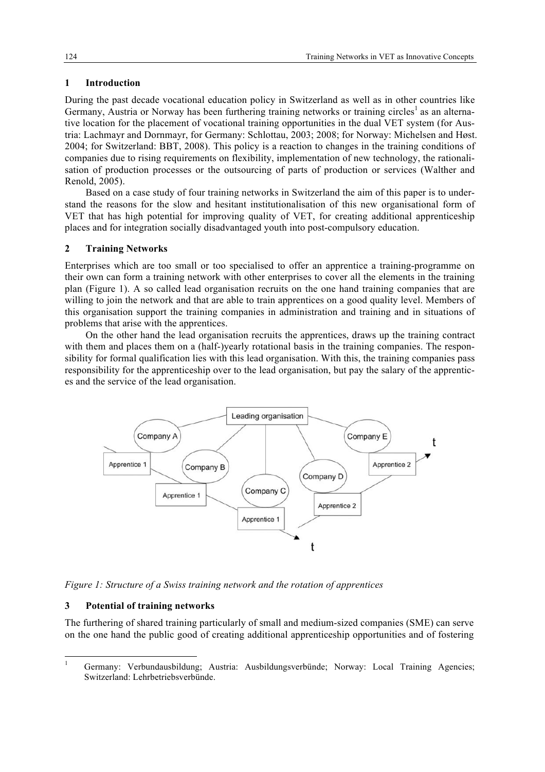## 1 Introduction

During the past decade vocational education policy in Switzerland as well as in other countries like Germany, Austria or Norway has been furthering training networks or training circles[1] as an alternative location for the placement of vocational training opportunities in the dual VET system (for Austria: Lachmayr and Dornmayr, for Germany: Schlottau, 2003; 2008; for Norway: Michelsen and Høst. 2004; for Switzerland: BBT, 2008). This policy is a reaction to changes in the training conditions of companies due to rising requirements on flexibility, implementation of new technology, the rationalisation of production processes or the outsourcing of parts of production or services (Walther and Renold, 2005).

Based on a case study of four training networks in Switzerland the aim of this paper is to understand the reasons for the slow and hesitant institutionalisation of this new organisational form of VET that has high potential for improving quality of VET, for creating additional apprenticeship places and for integration socially disadvantaged youth into post-compulsory education.

## 2 Training Networks

Enterprises which are too small or too specialised to offer an apprentice a training-programme on their own can form a training network with other enterprises to cover all the elements in the training plan (Figure 1). A so called lead organisation recruits on the one hand training companies that are willing to join the network and that are able to train apprentices on a good quality level. Members of this organisation support the training companies in administration and training and in situations of problems that arise with the apprentices.

On the other hand the lead organisation recruits the apprentices, draws up the training contract with them and places them on a (half-)yearly rotational basis in the training companies. The responsibility for formal qualification lies with this lead organisation. With this, the training companies pass responsibility for the apprenticeship over to the lead organisation, but pay the salary of the apprentices and the service of the lead organisation.

*Figure 1: Structure of a Swiss training network and the rotation of apprentices*

## 3 Potential of training networks

The furthering of shared training particularly of small and medium-sized companies (SME) can serve on the one hand the public good of creating additional apprenticeship opportunities and of fostering

[1] Germany: Verbundausbildung; Austria: Ausbildungsverbünde; Norway: Local Training Agencies; Switzerland: Lehrbetriebsverbünde.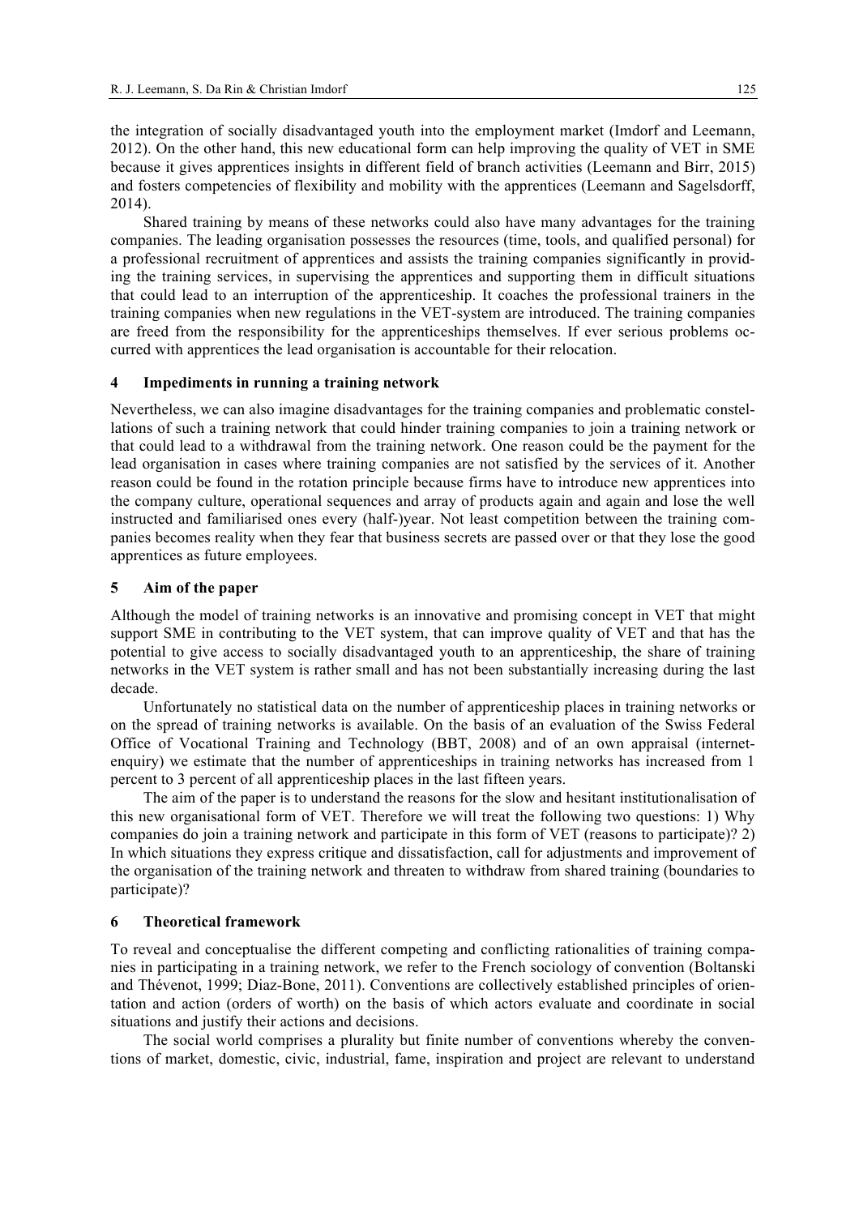the integration of socially disadvantaged youth into the employment market (Imdorf and Leemann, 2012). On the other hand, this new educational form can help improving the quality of VET in SME because it gives apprentices insights in different field of branch activities (Leemann and Birr, 2015) and fosters competencies of flexibility and mobility with the apprentices (Leemann and Sagelsdorff, 2014).

Shared training by means of these networks could also have many advantages for the training companies. The leading organisation possesses the resources (time, tools, and qualified personal) for a professional recruitment of apprentices and assists the training companies significantly in providing the training services, in supervising the apprentices and supporting them in difficult situations that could lead to an interruption of the apprenticeship. It coaches the professional trainers in the training companies when new regulations in the VET-system are introduced. The training companies are freed from the responsibility for the apprenticeships themselves. If ever serious problems occurred with apprentices the lead organisation is accountable for their relocation.

## 4 Impediments in running a training network

Nevertheless, we can also imagine disadvantages for the training companies and problematic constellations of such a training network that could hinder training companies to join a training network or that could lead to a withdrawal from the training network. One reason could be the payment for the lead organisation in cases where training companies are not satisfied by the services of it. Another reason could be found in the rotation principle because firms have to introduce new apprentices into the company culture, operational sequences and array of products again and again and lose the well instructed and familiarised ones every (half-)year. Not least competition between the training companies becomes reality when they fear that business secrets are passed over or that they lose the good apprentices as future employees.

## 5 Aim of the paper

Although the model of training networks is an innovative and promising concept in VET that might support SME in contributing to the VET system, that can improve quality of VET and that has the potential to give access to socially disadvantaged youth to an apprenticeship, the share of training networks in the VET system is rather small and has not been substantially increasing during the last decade.

Unfortunately no statistical data on the number of apprenticeship places in training networks or on the spread of training networks is available. On the basis of an evaluation of the Swiss Federal Office of Vocational Training and Technology (BBT, 2008) and of an own appraisal (internet-enquiry) we estimate that the number of apprenticeships in training networks has increased from 1 percent to 3 percent of all apprenticeship places in the last fifteen years.

The aim of the paper is to understand the reasons for the slow and hesitant institutionalisation of this new organisational form of VET. Therefore we will treat the following two questions: 1) Why companies do join a training network and participate in this form of VET (reasons to participate)? 2) In which situations they express critique and dissatisfaction, call for adjustments and improvement of the organisation of the training network and threaten to withdraw from shared training (boundaries to participate)?

## 6 Theoretical framework

To reveal and conceptualise the different competing and conflicting rationalities of training companies in participating in a training network, we refer to the French sociology of convention (Boltanski and Thévenot, 1999; Diaz-Bone, 2011). Conventions are collectively established principles of orientation and action (orders of worth) on the basis of which actors evaluate and coordinate in social situations and justify their actions and decisions.

The social world comprises a plurality but finite number of conventions whereby the conventions of market, domestic, civic, industrial, fame, inspiration and project are relevant to understand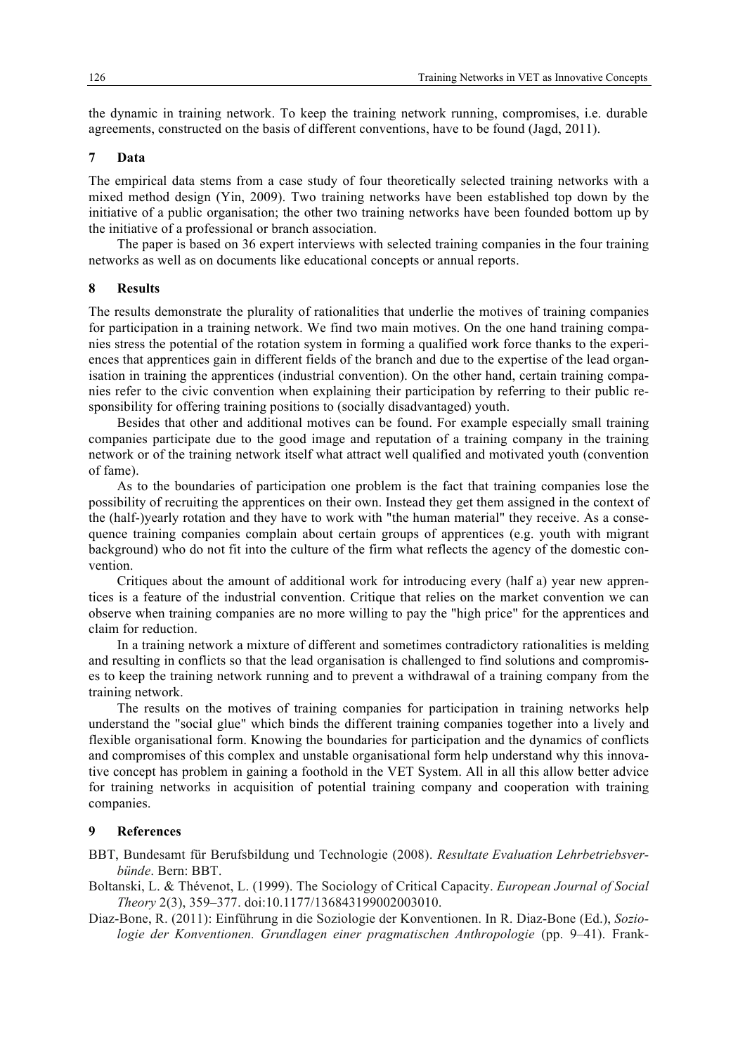the dynamic in training network. To keep the training network running, compromises, i.e. durable agreements, constructed on the basis of different conventions, have to be found (Jagd, 2011).

## 7 Data

The empirical data stems from a case study of four theoretically selected training networks with a mixed method design (Yin, 2009). Two training networks have been established top down by the initiative of a public organisation; the other two training networks have been founded bottom up by the initiative of a professional or branch association.

The paper is based on 36 expert interviews with selected training companies in the four training networks as well as on documents like educational concepts or annual reports.

## 8 Results

The results demonstrate the plurality of rationalities that underlie the motives of training companies for participation in a training network. We find two main motives. On the one hand training companies stress the potential of the rotation system in forming a qualified work force thanks to the experiences that apprentices gain in different fields of the branch and due to the expertise of the lead organisation in training the apprentices (industrial convention). On the other hand, certain training companies refer to the civic convention when explaining their participation by referring to their public responsibility for offering training positions to (socially disadvantaged) youth.

Besides that other and additional motives can be found. For example especially small training companies participate due to the good image and reputation of a training company in the training network or of the training network itself what attract well qualified and motivated youth (convention of fame).

As to the boundaries of participation one problem is the fact that training companies lose the possibility of recruiting the apprentices on their own. Instead they get them assigned in the context of the (half-)yearly rotation and they have to work with "the human material" they receive. As a consequence training companies complain about certain groups of apprentices (e.g. youth with migrant background) who do not fit into the culture of the firm what reflects the agency of the domestic convention.

Critiques about the amount of additional work for introducing every (half a) year new apprentices is a feature of the industrial convention. Critique that relies on the market convention we can observe when training companies are no more willing to pay the "high price" for the apprentices and claim for reduction.

In a training network a mixture of different and sometimes contradictory rationalities is melding and resulting in conflicts so that the lead organisation is challenged to find solutions and compromises to keep the training network running and to prevent a withdrawal of a training company from the training network.

The results on the motives of training companies for participation in training networks help understand the "social glue" which binds the different training companies together into a lively and flexible organisational form. Knowing the boundaries for participation and the dynamics of conflicts and compromises of this complex and unstable organisational form help understand why this innovative concept has problem in gaining a foothold in the VET System. All in all this allow better advice for training networks in acquisition of potential training company and cooperation with training companies.

## 9 References

BBT, Bundesamt für Berufsbildung und Technologie (2008). *Resultate Evaluation Lehrbetriebsverbünde*. Bern: BBT.

Boltanski, L. & Thévenot, L. (1999). The Sociology of Critical Capacity. *European Journal of Social Theory* 2(3), 359–377. doi:10.1177/136843199002003010.

Diaz-Bone, R. (2011): Einführung in die Soziologie der Konventionen. In R. Diaz-Bone (Ed.), *Soziologie der Konventionen. Grundlagen einer pragmatischen Anthropologie* (pp. 9–41). Frank-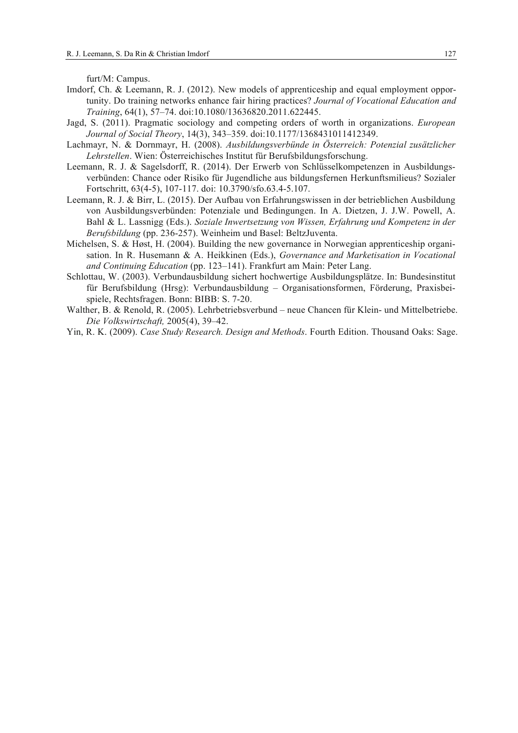furt/M: Campus.

Imdorf, Ch. & Leemann, R. J. (2012). New models of apprenticeship and equal employment opportunity. Do training networks enhance fair hiring practices? *Journal of Vocational Education and Training*, 64(1), 57–74. doi:10.1080/13636820.2011.622445.

Jagd, S. (2011). Pragmatic sociology and competing orders of worth in organizations. *European Journal of Social Theory*, 14(3), 343–359. doi:10.1177/1368431011412349.

Lachmayr, N. & Dornmayr, H. (2008). *Ausbildungsverbünde in Österreich: Potenzial zusätzlicher Lehrstellen*. Wien: Österreichisches Institut für Berufsbildungsforschung.

Leemann, R. J. & Sagelsdorff, R. (2014). Der Erwerb von Schlüsselkompetenzen in Ausbildungsverbünden: Chance oder Risiko für Jugendliche aus bildungsfernen Herkunftsmilieus? Sozialer Fortschritt, 63(4-5), 107-117. doi: 10.3790/sfo.63.4-5.107.

Leemann, R. J. & Birr, L. (2015). Der Aufbau von Erfahrungswissen in der betrieblichen Ausbildung von Ausbildungsverbünden: Potenziale und Bedingungen. In A. Dietzen, J. J.W. Powell, A. Bahl & L. Lassnigg (Eds.). *Soziale Inwertsetzung von Wissen, Erfahrung und Kompetenz in der Berufsbildung* (pp. 236-257). Weinheim und Basel: BeltzJuventa.

Michelsen, S. & Høst, H. (2004). Building the new governance in Norwegian apprenticeship organisation. In R. Husemann & A. Heikkinen (Eds.), *Governance and Marketisation in Vocational and Continuing Education* (pp. 123–141). Frankfurt am Main: Peter Lang.

Schlottau, W. (2003). Verbundausbildung sichert hochwertige Ausbildungsplätze. In: Bundesinstitut für Berufsbildung (Hrsg): Verbundausbildung – Organisationsformen, Förderung, Praxisbeispiele, Rechtsfragen. Bonn: BIBB: S. 7-20.

Walther, B. & Renold, R. (2005). Lehrbetriebsverbund – neue Chancen für Klein- und Mittelbetriebe. *Die Volkswirtschaft,* 2005(4), 39–42.

Yin, R. K. (2009). *Case Study Research. Design and Methods*. Fourth Edition. Thousand Oaks: Sage.